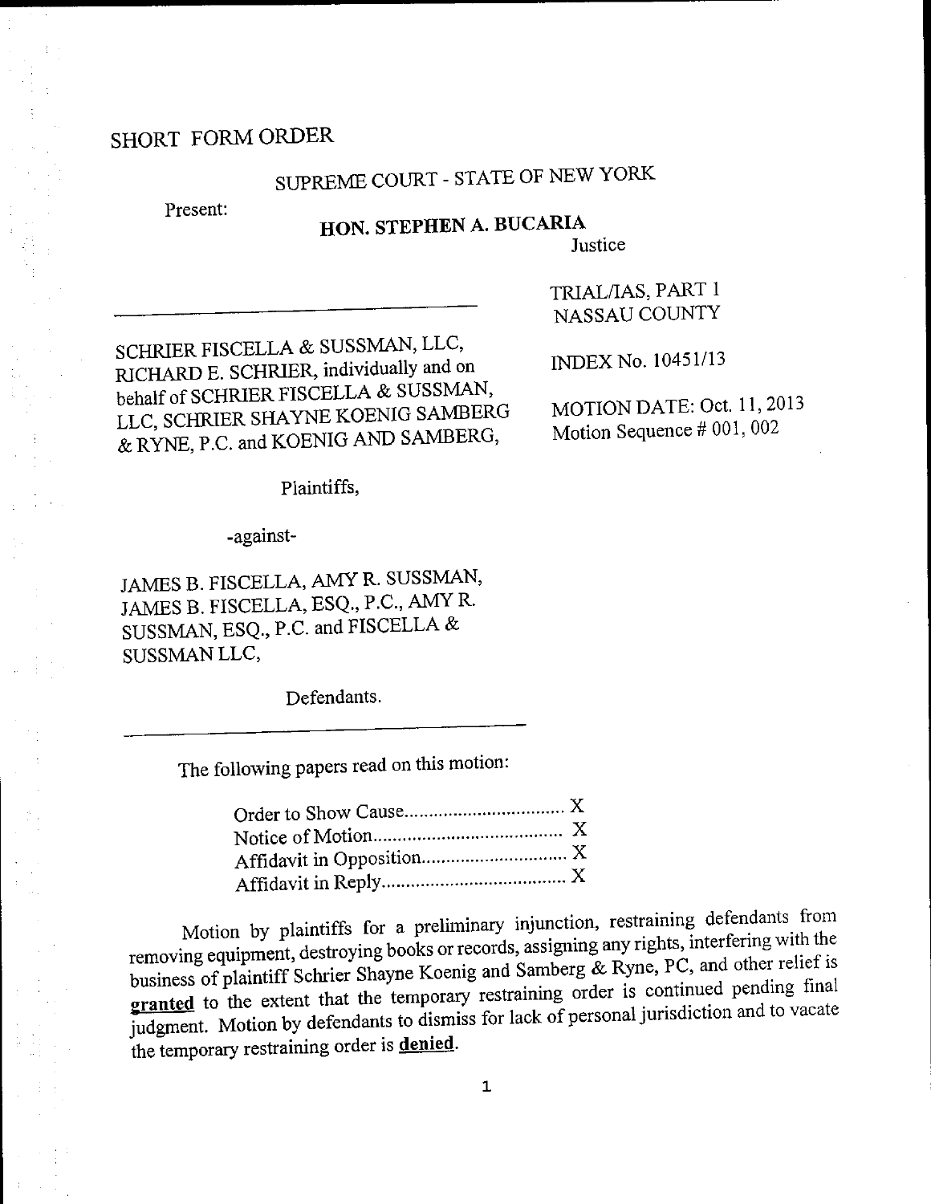SHORT FORM ORDER

SUPREME COURT - STATE OF NEW YORK

Present:

**HON. STEPHEN A. BUCARIA**
Justice

TRIAL/IAS, PART 1
NASSAU COUNTY

SCHRIER FISCELLA & SUSSMAN, LLC, RICHARD E. SCHRIER, individually and on behalf of SCHRIER FISCELLA & SUSSMAN, LLC, SCHRIER SHAYNE KOENIG SAMBERG & RYNE, P.C. and KOENIG AND SAMBERG,

Plaintiffs,

-against-

JAMES B. FISCELLA, AMY R. SUSSMAN, JAMES B. FISCELLA, ESQ., P.C., AMY R. SUSSMAN, ESQ., P.C. and FISCELLA & SUSSMAN LLC,

Defendants.

INDEX No. 10451/13

MOTION DATE: Oct. 11, 2013
Motion Sequence # 001, 002

The following papers read on this motion:

Order to Show Cause................................ X
Notice of Motion...................................... X
Affidavit in Opposition.............................. X
Affidavit in Reply..................................... X

Motion by plaintiffs for a preliminary injunction, restraining defendants from removing equipment, destroying books or records, assigning any rights, interfering with the business of plaintiff Schrier Shayne Koenig and Samberg & Ryne, PC, and other relief is **granted** to the extent that the temporary restraining order is continued pending final judgment. Motion by defendants to dismiss for lack of personal jurisdiction and to vacate the temporary restraining order is **denied**.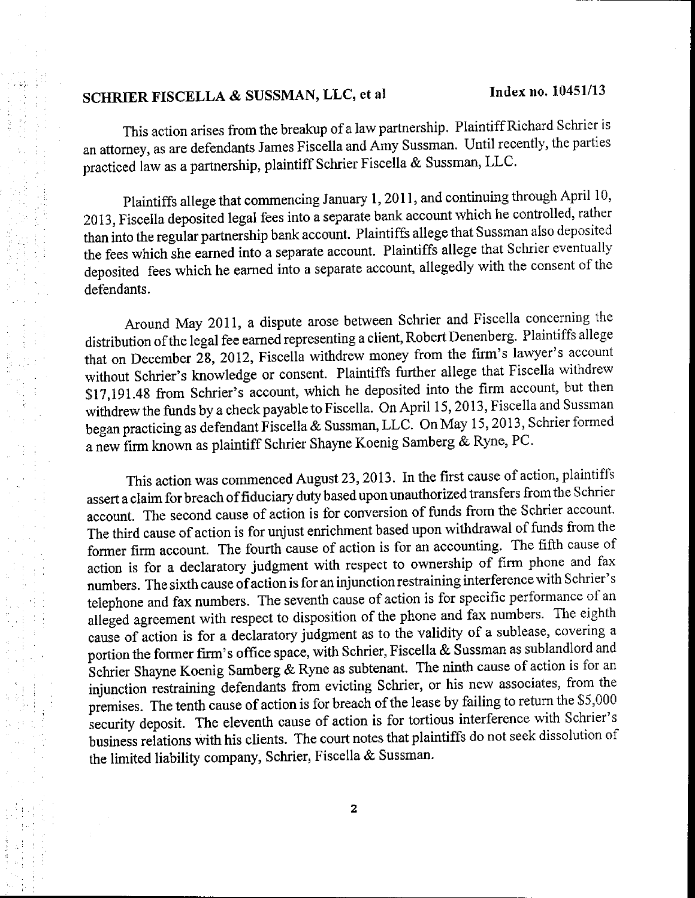**SCHRIER FISCELLA & SUSSMAN, LLC, et al** **Index no. 10451/13**

This action arises from the breakup of a law partnership. Plaintiff Richard Schrier is an attorney, as are defendants James Fiscella and Amy Sussman. Until recently, the parties practiced law as a partnership, plaintiff Schrier Fiscella & Sussman, LLC.

Plaintiffs allege that commencing January 1, 2011, and continuing through April 10, 2013, Fiscella deposited legal fees into a separate bank account which he controlled, rather than into the regular partnership bank account. Plaintiffs allege that Sussman also deposited the fees which she earned into a separate account. Plaintiffs allege that Schrier eventually deposited fees which he earned into a separate account, allegedly with the consent of the defendants.

Around May 2011, a dispute arose between Schrier and Fiscella concerning the distribution of the legal fee earned representing a client, Robert Denenberg. Plaintiffs allege that on December 28, 2012, Fiscella withdrew money from the firm's lawyer's account without Schrier's knowledge or consent. Plaintiffs further allege that Fiscella withdrew $17,191.48 from Schrier's account, which he deposited into the firm account, but then withdrew the funds by a check payable to Fiscella. On April 15, 2013, Fiscella and Sussman began practicing as defendant Fiscella & Sussman, LLC. On May 15, 2013, Schrier formed a new firm known as plaintiff Schrier Shayne Koenig Samberg & Ryne, PC.

This action was commenced August 23, 2013. In the first cause of action, plaintiffs assert a claim for breach of fiduciary duty based upon unauthorized transfers from the Schrier account. The second cause of action is for conversion of funds from the Schrier account. The third cause of action is for unjust enrichment based upon withdrawal of funds from the former firm account. The fourth cause of action is for an accounting. The fifth cause of action is for a declaratory judgment with respect to ownership of firm phone and fax numbers. The sixth cause of action is for an injunction restraining interference with Schrier's telephone and fax numbers. The seventh cause of action is for specific performance of an alleged agreement with respect to disposition of the phone and fax numbers. The eighth cause of action is for a declaratory judgment as to the validity of a sublease, covering a portion the former firm's office space, with Schrier, Fiscella & Sussman as sublandlord and Schrier Shayne Koenig Samberg & Ryne as subtenant. The ninth cause of action is for an injunction restraining defendants from evicting Schrier, or his new associates, from the premises. The tenth cause of action is for breach of the lease by failing to return the $5,000 security deposit. The eleventh cause of action is for tortious interference with Schrier's business relations with his clients. The court notes that plaintiffs do not seek dissolution of the limited liability company, Schrier, Fiscella & Sussman.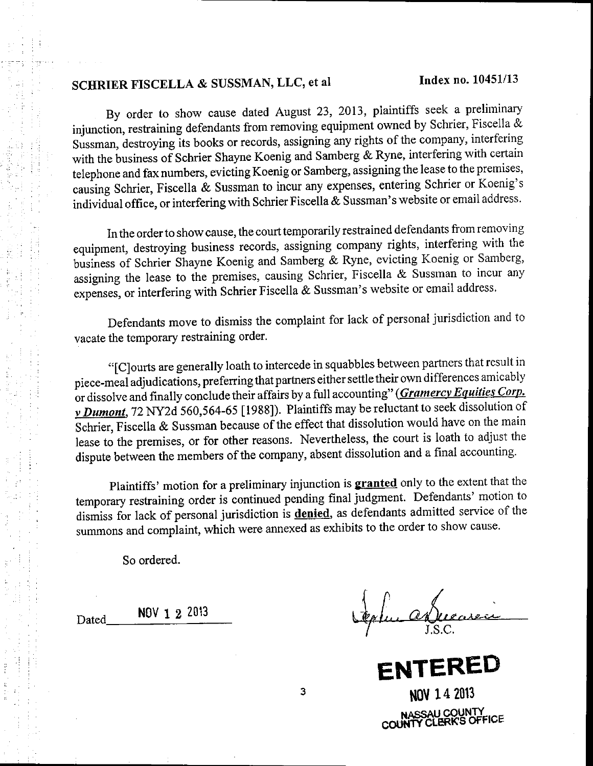**SCHRIER FISCELLA & SUSSMAN, LLC, et al** **Index no. 10451/13**

By order to show cause dated August 23, 2013, plaintiffs seek a preliminary injunction, restraining defendants from removing equipment owned by Schrier, Fiscella & Sussman, destroying its books or records, assigning any rights of the company, interfering with the business of Schrier Shayne Koenig and Samberg & Ryne, interfering with certain telephone and fax numbers, evicting Koenig or Samberg, assigning the lease to the premises, causing Schrier, Fiscella & Sussman to incur any expenses, entering Schrier or Koenig's individual office, or interfering with Schrier Fiscella & Sussman's website or email address.

In the order to show cause, the court temporarily restrained defendants from removing equipment, destroying business records, assigning company rights, interfering with the business of Schrier Shayne Koenig and Samberg & Ryne, evicting Koenig or Samberg, assigning the lease to the premises, causing Schrier, Fiscella & Sussman to incur any expenses, or interfering with Schrier Fiscella & Sussman's website or email address.

Defendants move to dismiss the complaint for lack of personal jurisdiction and to vacate the temporary restraining order.

"[C]ourts are generally loath to intercede in squabbles between partners that result in piece-meal adjudications, preferring that partners either settle their own differences amicably or dissolve and finally conclude their affairs by a full accounting" (***Gramercy Equities Corp. v Dumont***, 72 NY2d 560,564-65 [1988]). Plaintiffs may be reluctant to seek dissolution of Schrier, Fiscella & Sussman because of the effect that dissolution would have on the main lease to the premises, or for other reasons. Nevertheless, the court is loath to adjust the dispute between the members of the company, absent dissolution and a final accounting.

Plaintiffs' motion for a preliminary injunction is **granted** only to the extent that the temporary restraining order is continued pending final judgment. Defendants' motion to dismiss for lack of personal jurisdiction is **denied**, as defendants admitted service of the summons and complaint, which were annexed as exhibits to the order to show cause.

So ordered.

Dated NOV 1 2 2013

J.S.C.

**ENTERED**

**NOV 1 4 2013**

**NASSAU COUNTY COUNTY CLERK'S OFFICE**